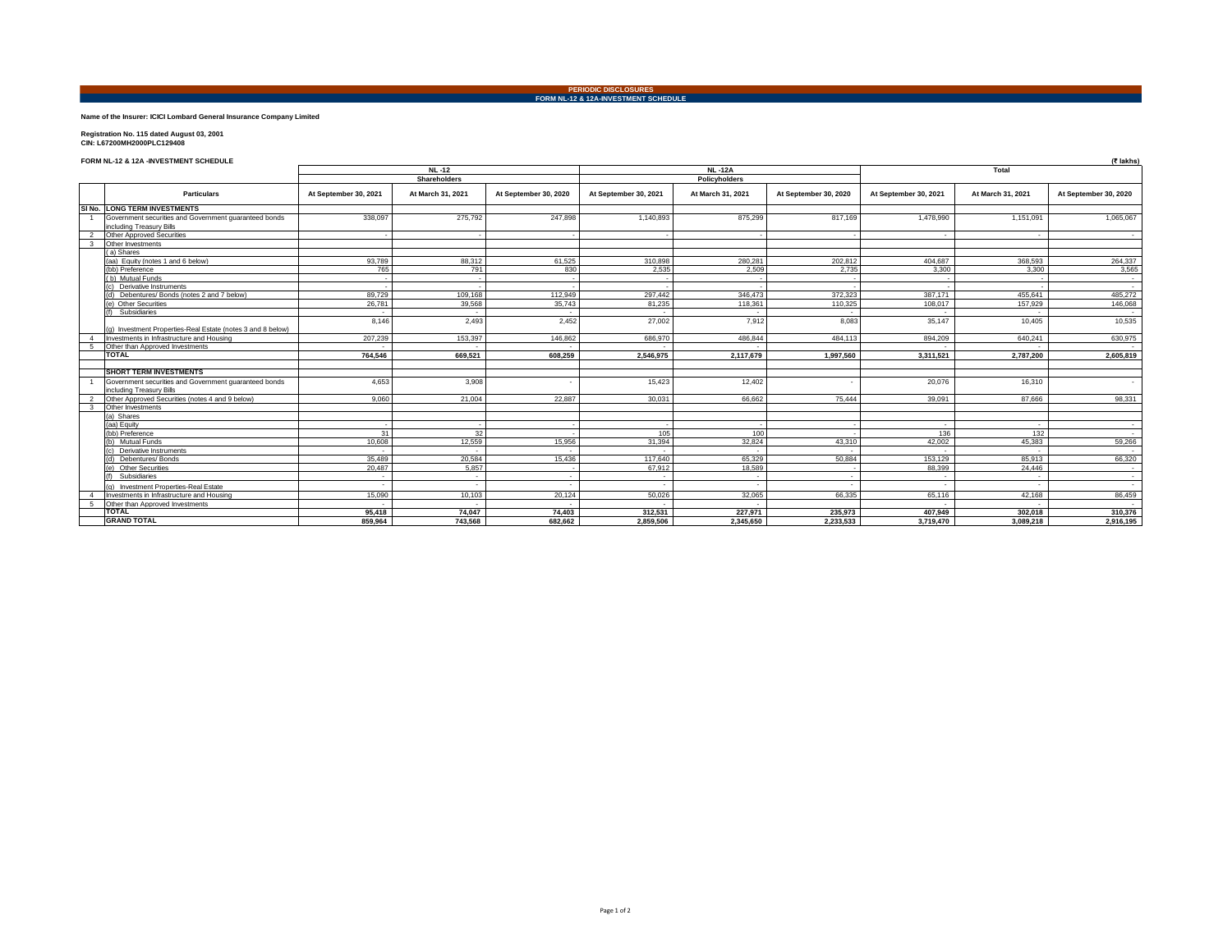**PERIODIC DISCLOSURES**

**FORM NL-12 & 12A-INVESTMENT SCHEDULE**

**Name of the Insurer: ICICI Lombard General Insurance Company Limited**

**Registration No. 115 dated August 03, 2001**
**CIN: L67200MH2000PLC129408**

**FORM NL-12 & 12A -INVESTMENT SCHEDULE** (₹ lakhs)

| | Particulars | NL -12 | | | NL -12A | | | Total | | |
|---|---|---|---|---|---|---|---|---|---|---|
| | | Shareholders | | | Policyholders | | | | | |
| | | At September 30, 2021 | At March 31, 2021 | At September 30, 2020 | At September 30, 2021 | At March 31, 2021 | At September 30, 2020 | At September 30, 2021 | At March 31, 2021 | At September 30, 2020 |
| Sl No. | **LONG TERM INVESTMENTS** | | | | | | | | | |
| 1 | Government securities and Government guaranteed bonds including Treasury Bills | 338,097 | 275,792 | 247,898 | 1,140,893 | 875,299 | 817,169 | 1,478,990 | 1,151,091 | 1,065,067 |
| 2 | Other Approved Securities | - | - | - | - | - | - | - | - | - |
| 3 | Other Investments | | | | | | | | | |
| | ( a) Shares | | | | | | | | | |
| | (aa) Equity (notes 1 and 6 below) | 93,789 | 88,312 | 61,525 | 310,898 | 280,281 | 202,812 | 404,687 | 368,593 | 264,337 |
| | (bb) Preference | 765 | 791 | 830 | 2,535 | 2,509 | 2,735 | 3,300 | 3,300 | 3,565 |
| | ( b) Mutual Funds | - | - | - | - | - | - | - | - | - |
| | (c) Derivative Instruments | - | - | - | - | - | - | - | - | - |
| | (d) Debentures/ Bonds (notes 2 and 7 below) | 89,729 | 109,168 | 112,949 | 297,442 | 346,473 | 372,323 | 387,171 | 455,641 | 485,272 |
| | (e) Other Securities | 26,781 | 39,568 | 35,743 | 81,235 | 118,361 | 110,325 | 108,017 | 157,929 | 146,068 |
| | (f) Subsidiaries | - | - | - | - | - | - | - | - | - |
| | (g) Investment Properties-Real Estate (notes 3 and 8 below) | 8,146 | 2,493 | 2,452 | 27,002 | 7,912 | 8,083 | 35,147 | 10,405 | 10,535 |
| 4 | Investments in Infrastructure and Housing | 207,239 | 153,397 | 146,862 | 686,970 | 486,844 | 484,113 | 894,209 | 640,241 | 630,975 |
| 5 | Other than Approved Investments | - | - | - | - | - | - | - | - | - |
| | **TOTAL** | **764,546** | **669,521** | **608,259** | **2,546,975** | **2,117,679** | **1,997,560** | **3,311,521** | **2,787,200** | **2,605,819** |
| | | | | | | | | | | |
| | **SHORT TERM INVESTMENTS** | | | | | | | | | |
| 1 | Government securities and Government guaranteed bonds including Treasury Bills | 4,653 | 3,908 | - | 15,423 | 12,402 | - | 20,076 | 16,310 | - |
| 2 | Other Approved Securities (notes 4 and 9 below) | 9,060 | 21,004 | 22,887 | 30,031 | 66,662 | 75,444 | 39,091 | 87,666 | 98,331 |
| 3 | Other Investments | | | | | | | | | |
| | (a) Shares | | | | | | | | | |
| | (aa) Equity | - | - | - | - | - | - | - | - | - |
| | (bb) Preference | 31 | 32 | - | 105 | 100 | - | 136 | 132 | - |
| | (b) Mutual Funds | 10,608 | 12,559 | 15,956 | 31,394 | 32,824 | 43,310 | 42,002 | 45,383 | 59,266 |
| | (c) Derivative Instruments | - | - | - | - | - | - | - | - | - |
| | (d) Debentures/ Bonds | 35,489 | 20,584 | 15,436 | 117,640 | 65,329 | 50,884 | 153,129 | 85,913 | 66,320 |
| | (e) Other Securities | 20,487 | 5,857 | - | 67,912 | 18,589 | - | 88,399 | 24,446 | - |
| | (f) Subsidiaries | - | - | - | - | - | - | - | - | - |
| | (g) Investment Properties-Real Estate | - | - | - | - | - | - | - | - | - |
| 4 | Investments in Infrastructure and Housing | 15,090 | 10,103 | 20,124 | 50,026 | 32,065 | 66,335 | 65,116 | 42,168 | 86,459 |
| 5 | Other than Approved Investments | - | - | - | - | - | - | - | - | - |
| | **TOTAL** | **95,418** | **74,047** | **74,403** | **312,531** | **227,971** | **235,973** | **407,949** | **302,018** | **310,376** |
| | **GRAND TOTAL** | **859,964** | **743,568** | **682,662** | **2,859,506** | **2,345,650** | **2,233,533** | **3,719,470** | **3,089,218** | **2,916,195** |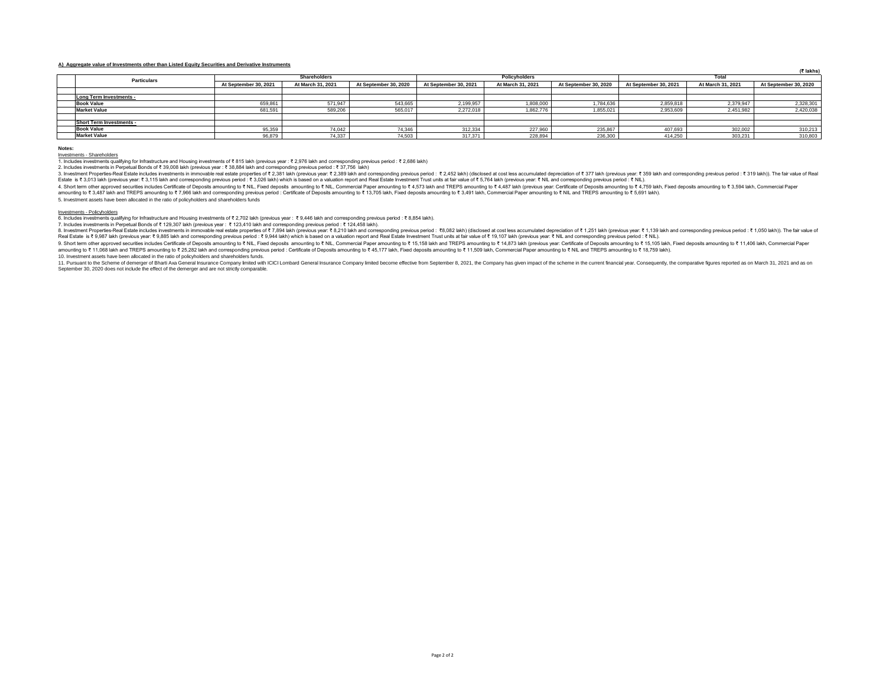**A) Aggregate value of Investments other than Listed Equity Securities and Derivative Instruments**

(₹ lakhs)

| Particulars | Shareholders | | | Policyholders | | | Total | | |
|---|---|---|---|---|---|---|---|---|---|
| | At September 30, 2021 | At March 31, 2021 | At September 30, 2020 | At September 30, 2021 | At March 31, 2021 | At September 30, 2020 | At September 30, 2021 | At March 31, 2021 | At September 30, 2020 |
| **Long Term Investments -** | | | | | | | | | |
| **Book Value** | 659,861 | 571,947 | 543,665 | 2,199,957 | 1,808,000 | 1,784,636 | 2,859,818 | 2,379,947 | 2,328,301 |
| **Market Value** | 681,591 | 589,206 | 565,017 | 2,272,018 | 1,862,776 | 1,855,021 | 2,953,609 | 2,451,982 | 2,420,038 |
| **Short Term Investments -** | | | | | | | | | |
| **Book Value** | 95,359 | 74,042 | 74,346 | 312,334 | 227,960 | 235,867 | 407,693 | 302,002 | 310,213 |
| **Market Value** | 96,879 | 74,337 | 74,503 | 317,371 | 228,894 | 236,300 | 414,250 | 303,231 | 310,803 |

**Notes:**

Investments - Shareholders

1. Includes investments qualifying for Infrastructure and Housing investments of ₹ 815 lakh (previous year : ₹ 2,976 lakh and corresponding previous period : ₹ 2,686 lakh)

2. Includes investments in Perpetual Bonds of ₹ 39,008 lakh (previous year : ₹ 38,884 lakh and corresponding previous period : ₹ 37,756 lakh)

3. Investment Properties-Real Estate includes investments in immovable real estate properties of ₹ 2,381 lakh (previous year: ₹ 2,389 lakh and corresponding previous period : ₹ 2,452 lakh) (disclosed at cost less accumulated depreciation of ₹ 377 lakh (previous year: ₹ 359 lakh and corresponding previous period : ₹ 319 lakh)). The fair value of Real Estate is ₹ 3,013 lakh (previous year: ₹ 3,115 lakh and corresponding previous period : ₹ 3,026 lakh) which is based on a valuation report and Real Estate Investment Trust units at fair value of ₹ 5,764 lakh (previous year: ₹ NIL and corresponding previous period : ₹ NIL).

4. Short term other approved securities includes Certificate of Deposits amounting to ₹ NIL, Fixed deposits amounting to ₹ NIL, Commercial Paper amounting to ₹ 4,573 lakh and TREPS amounting to ₹ 4,487 lakh (previous year: Certificate of Deposits amounting to ₹ 4,759 lakh, Fixed deposits amounting to ₹ 3,594 lakh, Commercial Paper amounting to ₹ 3,487 lakh and TREPS amounting to ₹ 7,966 lakh and corresponding previous period : Certificate of Deposits amounting to ₹ 13,705 lakh, Fixed deposits amounting to ₹ 3,491 lakh, Commercial Paper amounting to ₹ NIL and TREPS amounting to ₹ 5,691 lakh).

5. Investment assets have been allocated in the ratio of policyholders and shareholders funds

Investments - Policyholders

6. Includes investments qualifying for Infrastructure and Housing investments of ₹ 2,702 lakh (previous year : ₹ 9,446 lakh and corresponding previous period : ₹ 8,854 lakh).

7. Includes investments in Perpetual Bonds of ₹ 129,307 lakh (previous year : ₹ 123,410 lakh and corresponding previous period : ₹ 124,458 lakh).

8. Investment Properties-Real Estate includes investments in immovable real estate properties of ₹ 7,894 lakh (previous year: ₹ 8,210 lakh and corresponding previous period : ₹8,082 lakh) (disclosed at cost less accumulated depreciation of ₹ 1,251 lakh (previous year: ₹ 1,139 lakh and corresponding previous period : ₹ 1,050 lakh)). The fair value of Real Estate is ₹ 9,987 lakh (previous year: ₹ 9,885 lakh and corresponding previous period : ₹ 9,944 lakh) which is based on a valuation report and Real Estate Investment Trust units at fair value of ₹ 19,107 lakh (previous year: ₹ NIL and corresponding previous period : ₹ NIL).

9. Short term other approved securities includes Certificate of Deposits amounting to ₹ NIL, Fixed deposits amounting to ₹ NIL, Commercial Paper amounting to ₹ 15,158 lakh and TREPS amounting to ₹ 14,873 lakh (previous year: Certificate of Deposits amounting to ₹ 15,105 lakh, Fixed deposits amounting to ₹ 11,406 lakh, Commercial Paper amounting to ₹ 11,068 lakh and TREPS amounting to ₹ 25,282 lakh and corresponding previous period : Certificate of Deposits amounting to ₹ 45,177 lakh, Fixed deposits amounting to ₹ 11,509 lakh, Commercial Paper amounting to ₹ NIL and TREPS amounting to ₹ 18,759 lakh).

10. Investment assets have been allocated in the ratio of policyholders and shareholders funds.

11. Pursuant to the Scheme of demerger of Bharti Axa General Insurance Company limited with ICICI Lombard General Insurance Company limited become effective from September 8, 2021, the Company has given impact of the scheme in the current financial year. Consequently, the comparative figures reported as on March 31, 2021 and as on September 30, 2020 does not include the effect of the demerger and are not strictly comparable.